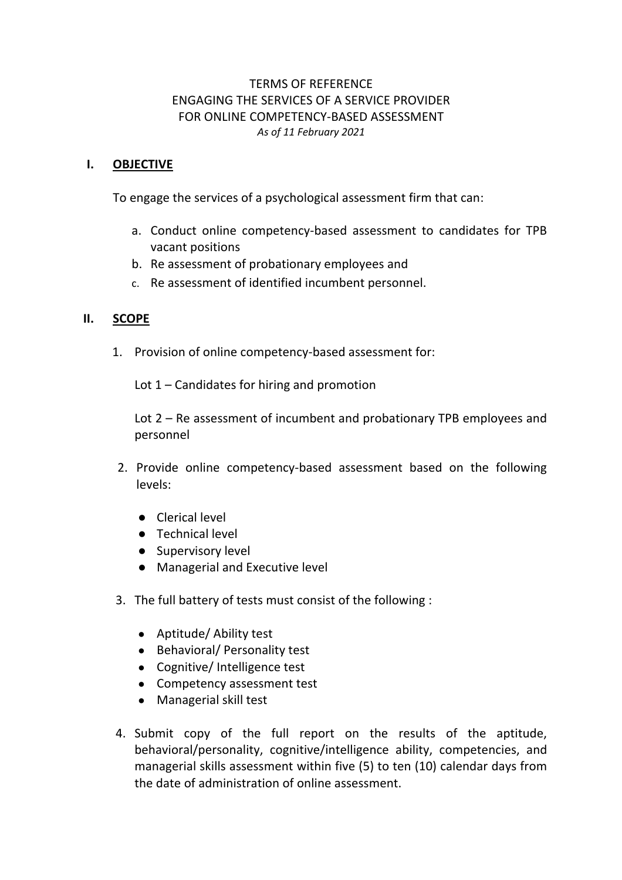# TERMS OF REFERENCE
# ENGAGING THE SERVICES OF A SERVICE PROVIDER
# FOR ONLINE COMPETENCY-BASED ASSESSMENT

*As of 11 February 2021*

## I. OBJECTIVE

To engage the services of a psychological assessment firm that can:

a. Conduct online competency-based assessment to candidates for TPB vacant positions
b. Re assessment of probationary employees and
c. Re assessment of identified incumbent personnel.

## II. SCOPE

1. Provision of online competency-based assessment for:

   Lot 1 – Candidates for hiring and promotion

   Lot 2 – Re assessment of incumbent and probationary TPB employees and personnel

2. Provide online competency-based assessment based on the following levels:

   - Clerical level
   - Technical level
   - Supervisory level
   - Managerial and Executive level

3. The full battery of tests must consist of the following :

   - Aptitude/ Ability test
   - Behavioral/ Personality test
   - Cognitive/ Intelligence test
   - Competency assessment test
   - Managerial skill test

4. Submit copy of the full report on the results of the aptitude, behavioral/personality, cognitive/intelligence ability, competencies, and managerial skills assessment within five (5) to ten (10) calendar days from the date of administration of online assessment.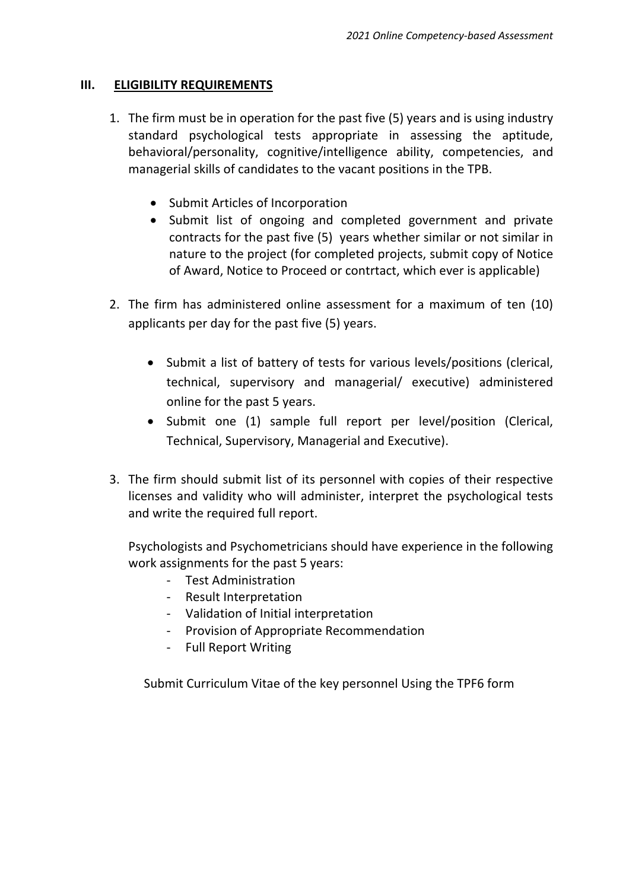## III. ELIGIBILITY REQUIREMENTS

1. The firm must be in operation for the past five (5) years and is using industry standard psychological tests appropriate in assessing the aptitude, behavioral/personality, cognitive/intelligence ability, competencies, and managerial skills of candidates to the vacant positions in the TPB.

   - Submit Articles of Incorporation
   - Submit list of ongoing and completed government and private contracts for the past five (5) years whether similar or not similar in nature to the project (for completed projects, submit copy of Notice of Award, Notice to Proceed or contrtact, which ever is applicable)

2. The firm has administered online assessment for a maximum of ten (10) applicants per day for the past five (5) years.

   - Submit a list of battery of tests for various levels/positions (clerical, technical, supervisory and managerial/ executive) administered online for the past 5 years.
   - Submit one (1) sample full report per level/position (Clerical, Technical, Supervisory, Managerial and Executive).

3. The firm should submit list of its personnel with copies of their respective licenses and validity who will administer, interpret the psychological tests and write the required full report.

   Psychologists and Psychometricians should have experience in the following work assignments for the past 5 years:
   - Test Administration
   - Result Interpretation
   - Validation of Initial interpretation
   - Provision of Appropriate Recommendation
   - Full Report Writing

   Submit Curriculum Vitae of the key personnel Using the TPF6 form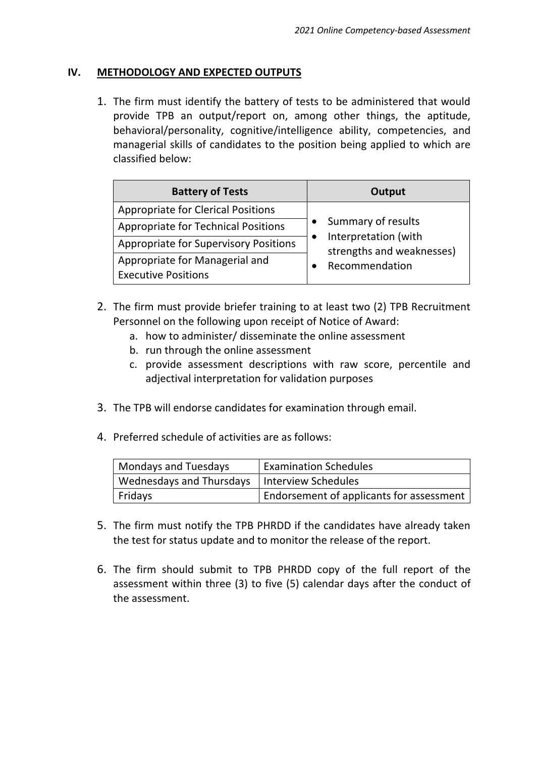## IV. METHODOLOGY AND EXPECTED OUTPUTS

1. The firm must identify the battery of tests to be administered that would provide TPB an output/report on, among other things, the aptitude, behavioral/personality, cognitive/intelligence ability, competencies, and managerial skills of candidates to the position being applied to which are classified below:

| Battery of Tests | Output |
|---|---|
| Appropriate for Clerical Positions | • Summary of results<br>• Interpretation (with strengths and weaknesses)<br>• Recommendation |
| Appropriate for Technical Positions | |
| Appropriate for Supervisory Positions | |
| Appropriate for Managerial and Executive Positions | |

2. The firm must provide briefer training to at least two (2) TPB Recruitment Personnel on the following upon receipt of Notice of Award:
   a. how to administer/ disseminate the online assessment
   b. run through the online assessment
   c. provide assessment descriptions with raw score, percentile and adjectival interpretation for validation purposes

3. The TPB will endorse candidates for examination through email.

4. Preferred schedule of activities are as follows:

| Mondays and Tuesdays | Examination Schedules |
|---|---|
| Wednesdays and Thursdays | Interview Schedules |
| Fridays | Endorsement of applicants for assessment |

5. The firm must notify the TPB PHRDD if the candidates have already taken the test for status update and to monitor the release of the report.

6. The firm should submit to TPB PHRDD copy of the full report of the assessment within three (3) to five (5) calendar days after the conduct of the assessment.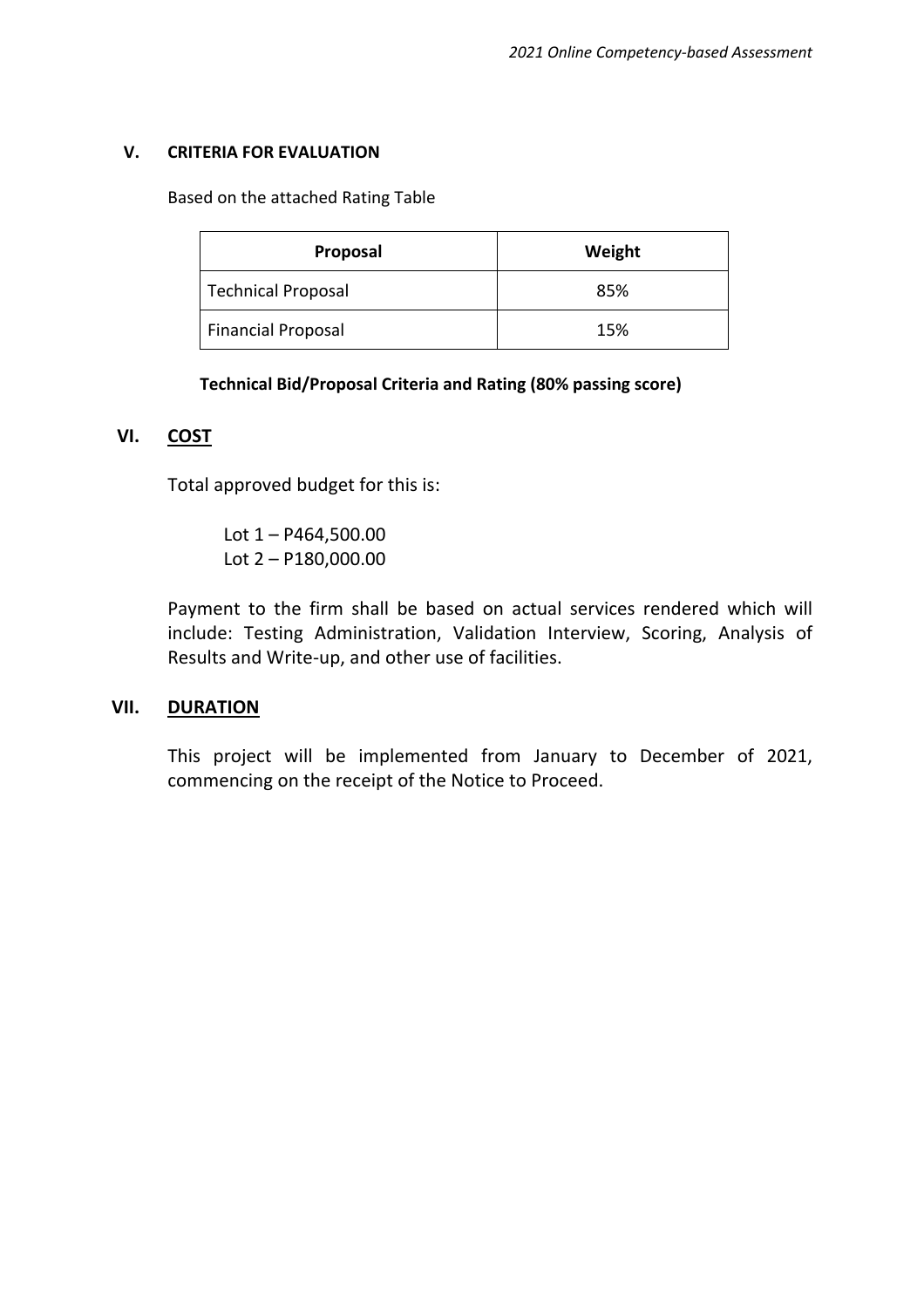## V. CRITERIA FOR EVALUATION

Based on the attached Rating Table

| Proposal | Weight |
|---|---|
| Technical Proposal | 85% |
| Financial Proposal | 15% |

**Technical Bid/Proposal Criteria and Rating (80% passing score)**

## VI. COST

Total approved budget for this is:

Lot 1 – P464,500.00
Lot 2 – P180,000.00

Payment to the firm shall be based on actual services rendered which will include: Testing Administration, Validation Interview, Scoring, Analysis of Results and Write-up, and other use of facilities.

## VII. DURATION

This project will be implemented from January to December of 2021, commencing on the receipt of the Notice to Proceed.